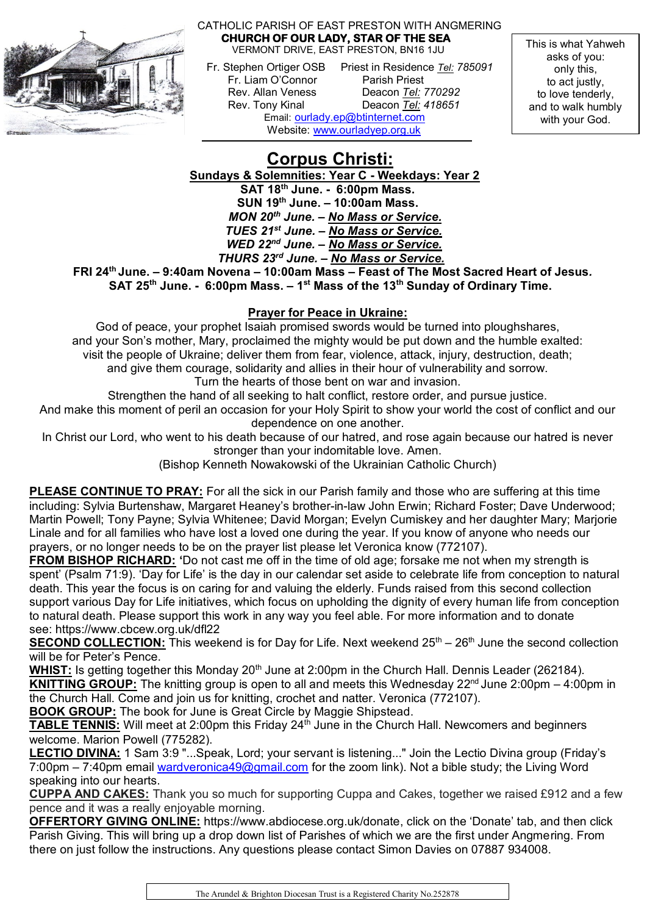CATHOLIC PARISH OF EAST PRESTON WITH ANGMERING

**CHURCH OF OUR LADY, STAR OF THE SEA**

VERMONT DRIVE, EAST PRESTON, BN16 1JU

Fr. Stephen Ortiger OSB — Priest in Residence *Tel:* 785091
Fr. Liam O'Connor — Parish Priest
Rev. Allan Veness — Deacon *Tel:* 770292
Rev. Tony Kinal — Deacon *Tel:* 418651

Email: ourlady.ep@btinternet.com
Website: www.ourladyep.org.uk

This is what Yahweh asks of you: only this, to act justly, to love tenderly, and to walk humbly with your God.

# Corpus Christi:

**Sundays & Solemnities: Year C - Weekdays: Year 2**

**SAT 18th June. - 6:00pm Mass.**
**SUN 19th June. – 10:00am Mass.**
***MON 20th June. – No Mass or Service.***
***TUES 21st June. – No Mass or Service.***
***WED 22nd June. – No Mass or Service.***
***THURS 23rd June. – No Mass or Service.***
**FRI 24th June. – 9:40am Novena – 10:00am Mass – Feast of The Most Sacred Heart of Jesus.**
**SAT 25th June. - 6:00pm Mass. – 1st Mass of the 13th Sunday of Ordinary Time.**

## Prayer for Peace in Ukraine:

God of peace, your prophet Isaiah promised swords would be turned into ploughshares, and your Son's mother, Mary, proclaimed the mighty would be put down and the humble exalted: visit the people of Ukraine; deliver them from fear, violence, attack, injury, destruction, death; and give them courage, solidarity and allies in their hour of vulnerability and sorrow. Turn the hearts of those bent on war and invasion. Strengthen the hand of all seeking to halt conflict, restore order, and pursue justice. And make this moment of peril an occasion for your Holy Spirit to show your world the cost of conflict and our dependence on one another. In Christ our Lord, who went to his death because of our hatred, and rose again because our hatred is never stronger than your indomitable love. Amen.

(Bishop Kenneth Nowakowski of the Ukrainian Catholic Church)

**PLEASE CONTINUE TO PRAY:** For all the sick in our Parish family and those who are suffering at this time including: Sylvia Burtenshaw, Margaret Heaney's brother-in-law John Erwin; Richard Foster; Dave Underwood; Martin Powell; Tony Payne; Sylvia Whitenee; David Morgan; Evelyn Cumiskey and her daughter Mary; Marjorie Linale and for all families who have lost a loved one during the year. If you know of anyone who needs our prayers, or no longer needs to be on the prayer list please let Veronica know (772107).

**FROM BISHOP RICHARD:** 'Do not cast me off in the time of old age; forsake me not when my strength is spent' (Psalm 71:9). 'Day for Life' is the day in our calendar set aside to celebrate life from conception to natural death. This year the focus is on caring for and valuing the elderly. Funds raised from this second collection support various Day for Life initiatives, which focus on upholding the dignity of every human life from conception to natural death. Please support this work in any way you feel able. For more information and to donate see: https://www.cbcew.org.uk/dfl22

**SECOND COLLECTION:** This weekend is for Day for Life. Next weekend 25th – 26th June the second collection will be for Peter's Pence.

**WHIST:** Is getting together this Monday 20th June at 2:00pm in the Church Hall. Dennis Leader (262184).

**KNITTING GROUP:** The knitting group is open to all and meets this Wednesday 22nd June 2:00pm – 4:00pm in the Church Hall. Come and join us for knitting, crochet and natter. Veronica (772107).

**BOOK GROUP:** The book for June is Great Circle by Maggie Shipstead.

**TABLE TENNIS:** Will meet at 2:00pm this Friday 24th June in the Church Hall. Newcomers and beginners welcome. Marion Powell (775282).

**LECTIO DIVINA:** 1 Sam 3:9 "...Speak, Lord; your servant is listening..." Join the Lectio Divina group (Friday's 7:00pm – 7:40pm email wardveronica49@gmail.com for the zoom link). Not a bible study; the Living Word speaking into our hearts.

**CUPPA AND CAKES:** Thank you so much for supporting Cuppa and Cakes, together we raised £912 and a few pence and it was a really enjoyable morning.

**OFFERTORY GIVING ONLINE:** https://www.abdiocese.org.uk/donate, click on the 'Donate' tab, and then click Parish Giving. This will bring up a drop down list of Parishes of which we are the first under Angmering. From there on just follow the instructions. Any questions please contact Simon Davies on 07887 934008.

The Arundel & Brighton Diocesan Trust is a Registered Charity No.252878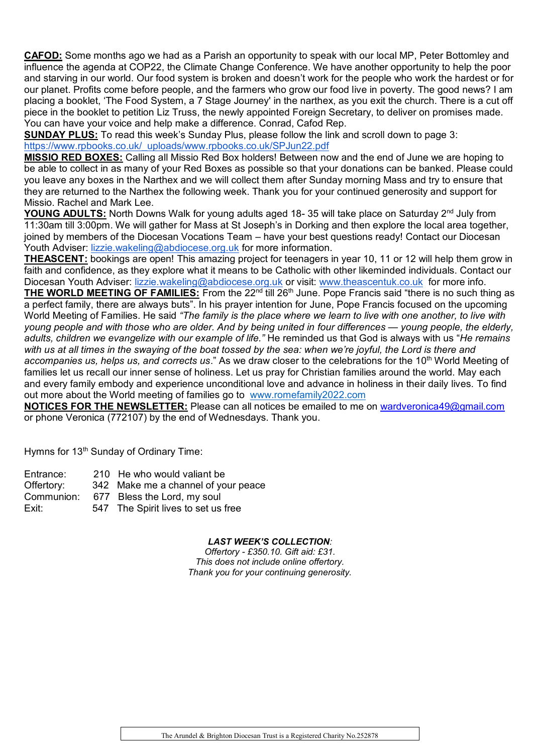**CAFOD:** Some months ago we had as a Parish an opportunity to speak with our local MP, Peter Bottomley and influence the agenda at COP22, the Climate Change Conference. We have another opportunity to help the poor and starving in our world. Our food system is broken and doesn't work for the people who work the hardest or for our planet. Profits come before people, and the farmers who grow our food live in poverty. The good news? I am placing a booklet, 'The Food System, a 7 Stage Journey' in the narthex, as you exit the church. There is a cut off piece in the booklet to petition Liz Truss, the newly appointed Foreign Secretary, to deliver on promises made. You can have your voice and help make a difference. Conrad, Cafod Rep.

**SUNDAY PLUS:** To read this week's Sunday Plus, please follow the link and scroll down to page 3: https://www.rpbooks.co.uk/_uploads/www.rpbooks.co.uk/SPJun22.pdf

**MISSIO RED BOXES:** Calling all Missio Red Box holders! Between now and the end of June we are hoping to be able to collect in as many of your Red Boxes as possible so that your donations can be banked. Please could you leave any boxes in the Narthex and we will collect them after Sunday morning Mass and try to ensure that they are returned to the Narthex the following week. Thank you for your continued generosity and support for Missio. Rachel and Mark Lee.

**YOUNG ADULTS:** North Downs Walk for young adults aged 18- 35 will take place on Saturday 2nd July from 11:30am till 3:00pm. We will gather for Mass at St Joseph's in Dorking and then explore the local area together, joined by members of the Diocesan Vocations Team – have your best questions ready! Contact our Diocesan Youth Adviser: lizzie.wakeling@abdiocese.org.uk for more information.

**THEASCENT:** bookings are open! This amazing project for teenagers in year 10, 11 or 12 will help them grow in faith and confidence, as they explore what it means to be Catholic with other likeminded individuals. Contact our Diocesan Youth Adviser: lizzie.wakeling@abdiocese.org.uk or visit: www.theascentuk.co.uk for more info.

**THE WORLD MEETING OF FAMILIES:** From the 22nd till 26th June. Pope Francis said "there is no such thing as a perfect family, there are always buts". In his prayer intention for June, Pope Francis focused on the upcoming World Meeting of Families. He said *"The family is the place where we learn to live with one another, to live with young people and with those who are older. And by being united in four differences — young people, the elderly, adults, children we evangelize with our example of life."* He reminded us that God is always with us "*He remains with us at all times in the swaying of the boat tossed by the sea: when we're joyful, the Lord is there and accompanies us, helps us, and corrects us*." As we draw closer to the celebrations for the 10th World Meeting of families let us recall our inner sense of holiness. Let us pray for Christian families around the world. May each and every family embody and experience unconditional love and advance in holiness in their daily lives. To find out more about the World meeting of families go to www.romefamily2022.com

**NOTICES FOR THE NEWSLETTER:** Please can all notices be emailed to me on wardveronica49@gmail.com or phone Veronica (772107) by the end of Wednesdays. Thank you.

Hymns for 13th Sunday of Ordinary Time:

| | | |
|---|---|---|
| Entrance: | 210 | He who would valiant be |
| Offertory: | 342 | Make me a channel of your peace |
| Communion: | 677 | Bless the Lord, my soul |
| Exit: | 547 | The Spirit lives to set us free |

***LAST WEEK'S COLLECTION:***

*Offertory - £350.10. Gift aid: £31.*

*This does not include online offertory.*

*Thank you for your continuing generosity.*

The Arundel & Brighton Diocesan Trust is a Registered Charity No.252878